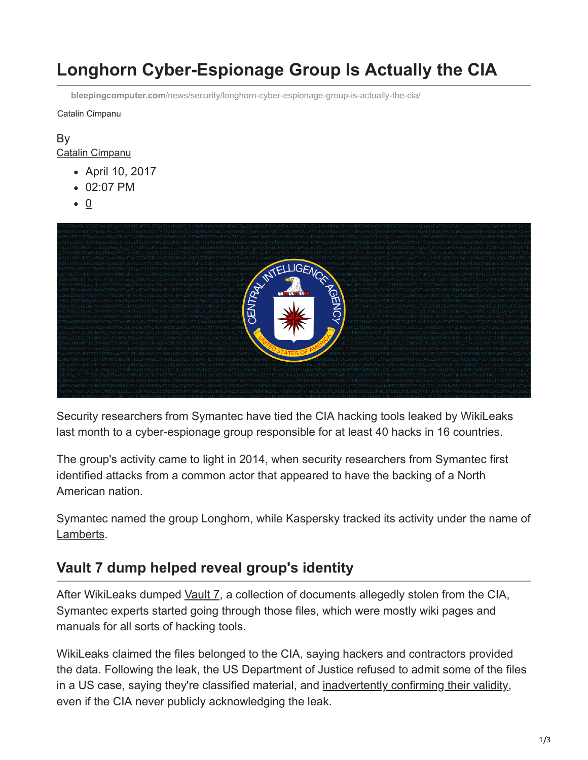# Longhorn Cyber-Espionage Group Is Actually the CIA

bleepingcomputer.com/news/security/longhorn-cyber-espionage-group-is-actually-the-cia/

Catalin Cimpanu

By
Catalin Cimpanu

- April 10, 2017
- 02:07 PM
- 0

Security researchers from Symantec have tied the CIA hacking tools leaked by WikiLeaks last month to a cyber-espionage group responsible for at least 40 hacks in 16 countries.

The group's activity came to light in 2014, when security researchers from Symantec first identified attacks from a common actor that appeared to have the backing of a North American nation.

Symantec named the group Longhorn, while Kaspersky tracked its activity under the name of Lamberts.

## Vault 7 dump helped reveal group's identity

After WikiLeaks dumped Vault 7, a collection of documents allegedly stolen from the CIA, Symantec experts started going through those files, which were mostly wiki pages and manuals for all sorts of hacking tools.

WikiLeaks claimed the files belonged to the CIA, saying hackers and contractors provided the data. Following the leak, the US Department of Justice refused to admit some of the files in a US case, saying they're classified material, and inadvertently confirming their validity, even if the CIA never publicly acknowledging the leak.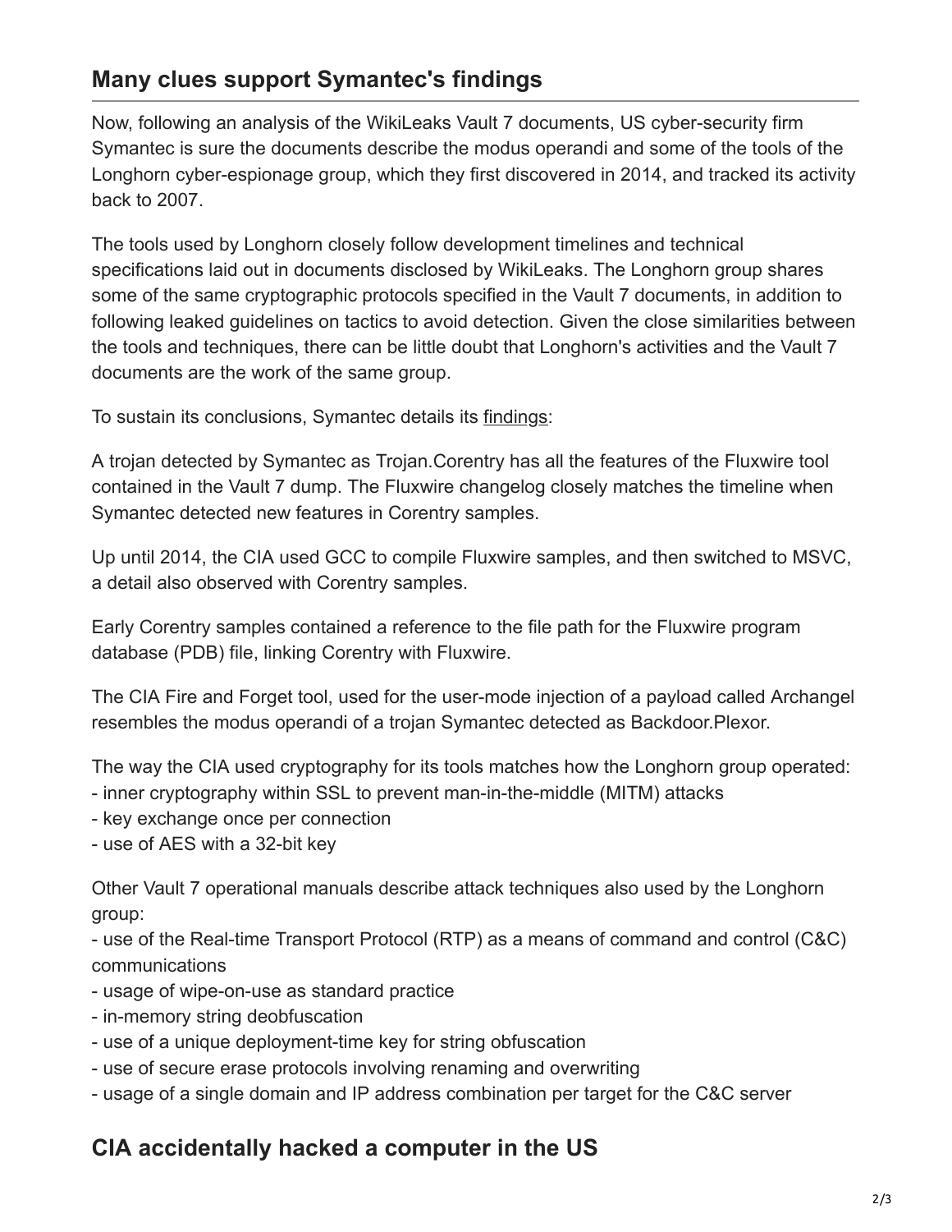## Many clues support Symantec's findings

Now, following an analysis of the WikiLeaks Vault 7 documents, US cyber-security firm Symantec is sure the documents describe the modus operandi and some of the tools of the Longhorn cyber-espionage group, which they first discovered in 2014, and tracked its activity back to 2007.

The tools used by Longhorn closely follow development timelines and technical specifications laid out in documents disclosed by WikiLeaks. The Longhorn group shares some of the same cryptographic protocols specified in the Vault 7 documents, in addition to following leaked guidelines on tactics to avoid detection. Given the close similarities between the tools and techniques, there can be little doubt that Longhorn's activities and the Vault 7 documents are the work of the same group.

To sustain its conclusions, Symantec details its findings:

A trojan detected by Symantec as Trojan.Corentry has all the features of the Fluxwire tool contained in the Vault 7 dump. The Fluxwire changelog closely matches the timeline when Symantec detected new features in Corentry samples.

Up until 2014, the CIA used GCC to compile Fluxwire samples, and then switched to MSVC, a detail also observed with Corentry samples.

Early Corentry samples contained a reference to the file path for the Fluxwire program database (PDB) file, linking Corentry with Fluxwire.

The CIA Fire and Forget tool, used for the user-mode injection of a payload called Archangel resembles the modus operandi of a trojan Symantec detected as Backdoor.Plexor.

The way the CIA used cryptography for its tools matches how the Longhorn group operated:
- inner cryptography within SSL to prevent man-in-the-middle (MITM) attacks
- key exchange once per connection
- use of AES with a 32-bit key

Other Vault 7 operational manuals describe attack techniques also used by the Longhorn group:
- use of the Real-time Transport Protocol (RTP) as a means of command and control (C&C) communications
- usage of wipe-on-use as standard practice
- in-memory string deobfuscation
- use of a unique deployment-time key for string obfuscation
- use of secure erase protocols involving renaming and overwriting
- usage of a single domain and IP address combination per target for the C&C server

## CIA accidentally hacked a computer in the US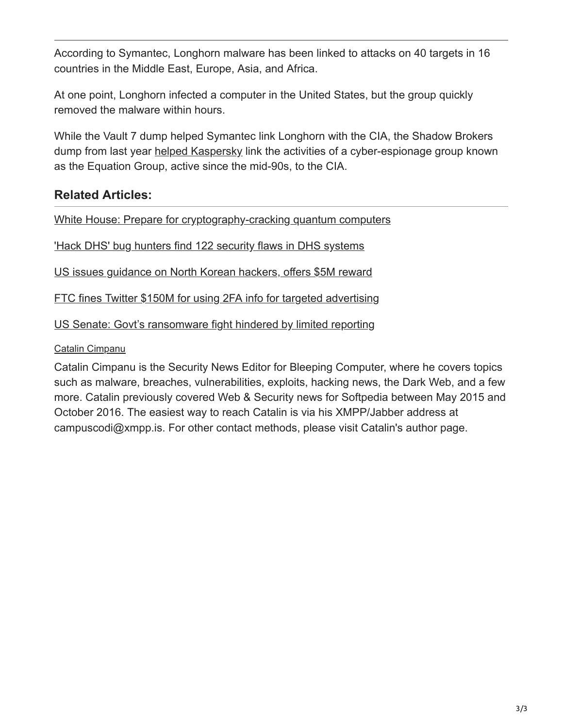According to Symantec, Longhorn malware has been linked to attacks on 40 targets in 16 countries in the Middle East, Europe, Asia, and Africa.

At one point, Longhorn infected a computer in the United States, but the group quickly removed the malware within hours.

While the Vault 7 dump helped Symantec link Longhorn with the CIA, the Shadow Brokers dump from last year helped Kaspersky link the activities of a cyber-espionage group known as the Equation Group, active since the mid-90s, to the CIA.

## Related Articles:

White House: Prepare for cryptography-cracking quantum computers

'Hack DHS' bug hunters find 122 security flaws in DHS systems

US issues guidance on North Korean hackers, offers $5M reward

FTC fines Twitter $150M for using 2FA info for targeted advertising

US Senate: Govt's ransomware fight hindered by limited reporting

Catalin Cimpanu

Catalin Cimpanu is the Security News Editor for Bleeping Computer, where he covers topics such as malware, breaches, vulnerabilities, exploits, hacking news, the Dark Web, and a few more. Catalin previously covered Web & Security news for Softpedia between May 2015 and October 2016. The easiest way to reach Catalin is via his XMPP/Jabber address at campuscodi@xmpp.is. For other contact methods, please visit Catalin's author page.